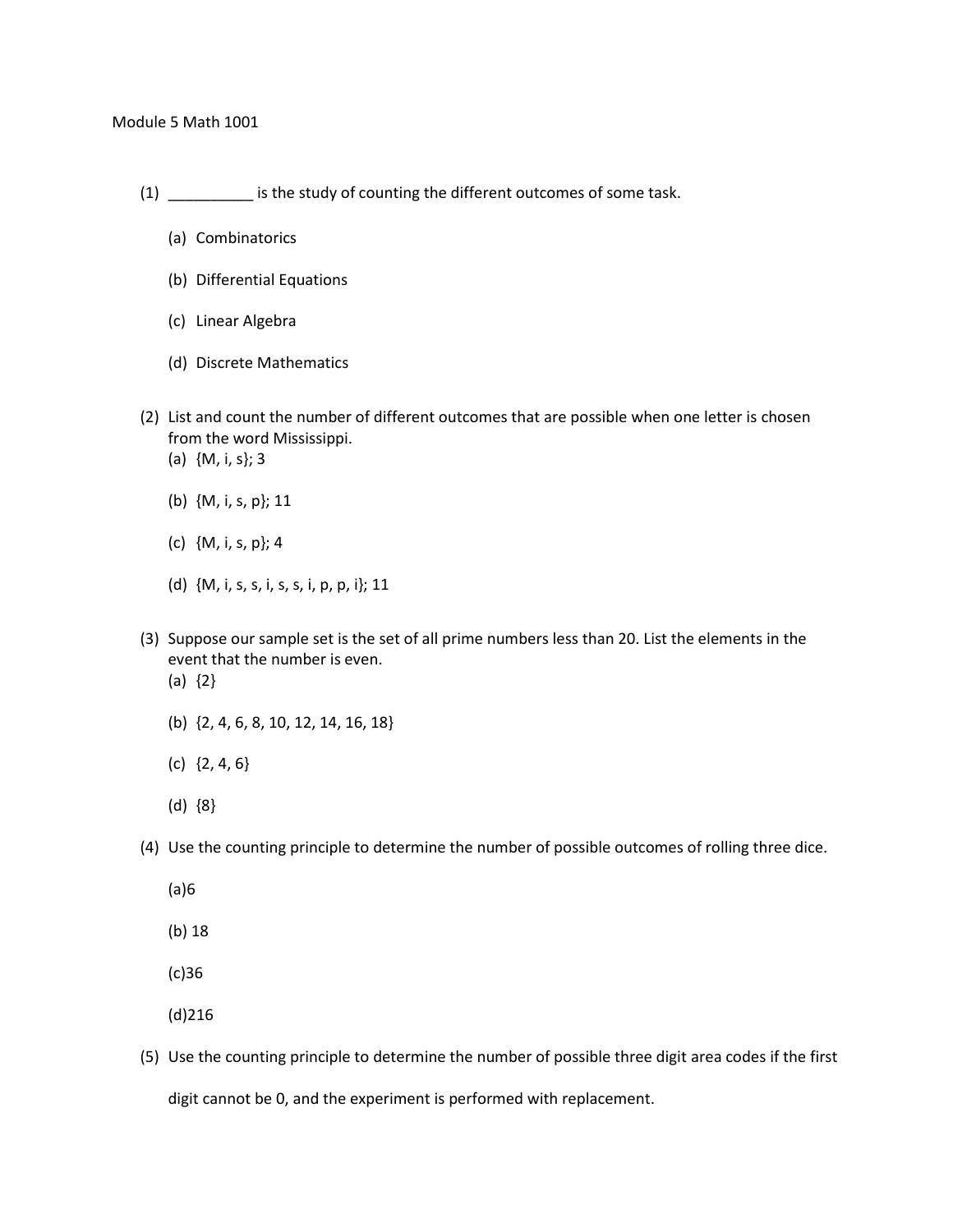Module 5 Math 1001

(1) __________ is the study of counting the different outcomes of some task.

(a) Combinatorics

(b) Differential Equations

(c) Linear Algebra

(d) Discrete Mathematics

(2) List and count the number of different outcomes that are possible when one letter is chosen from the word Mississippi.

(a) {M, i, s}; 3

(b) {M, i, s, p}; 11

(c) {M, i, s, p}; 4

(d) {M, i, s, s, i, s, s, i, p, p, i}; 11

(3) Suppose our sample set is the set of all prime numbers less than 20. List the elements in the event that the number is even.

(a) {2}

(b) {2, 4, 6, 8, 10, 12, 14, 16, 18}

(c) {2, 4, 6}

(d) {8}

(4) Use the counting principle to determine the number of possible outcomes of rolling three dice.

(a)6

(b) 18

(c)36

(d)216

(5) Use the counting principle to determine the number of possible three digit area codes if the first digit cannot be 0, and the experiment is performed with replacement.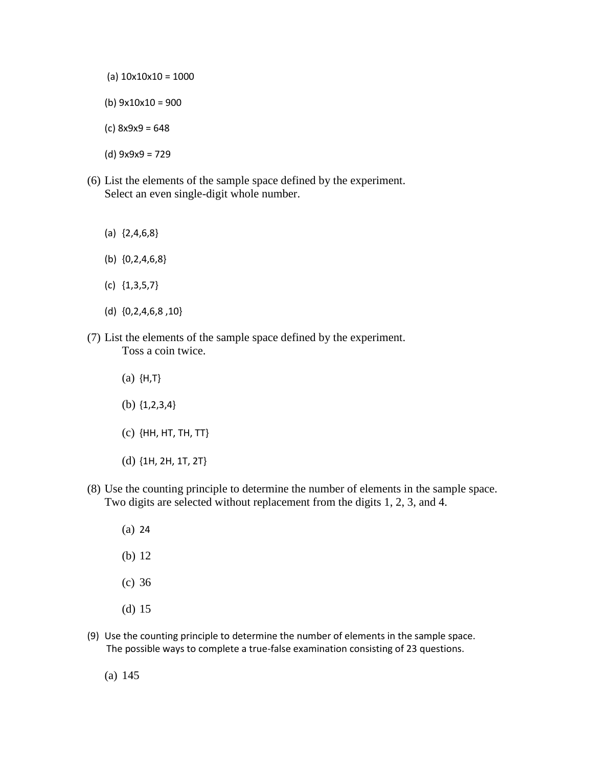(a) 10x10x10 = 1000

(b) 9x10x10 = 900

(c) 8x9x9 = 648

(d) 9x9x9 = 729

(6) List the elements of the sample space defined by the experiment.
Select an even single-digit whole number.

(a) {2,4,6,8}

(b) {0,2,4,6,8}

(c) {1,3,5,7}

(d) {0,2,4,6,8 ,10}

(7) List the elements of the sample space defined by the experiment.
Toss a coin twice.

(a) {H,T}

(b) {1,2,3,4}

(c) {HH, HT, TH, TT}

(d) {1H, 2H, 1T, 2T}

(8) Use the counting principle to determine the number of elements in the sample space.
Two digits are selected without replacement from the digits 1, 2, 3, and 4.

(a) 24

(b) 12

(c) 36

(d) 15

(9) Use the counting principle to determine the number of elements in the sample space.
The possible ways to complete a true-false examination consisting of 23 questions.

(a) 145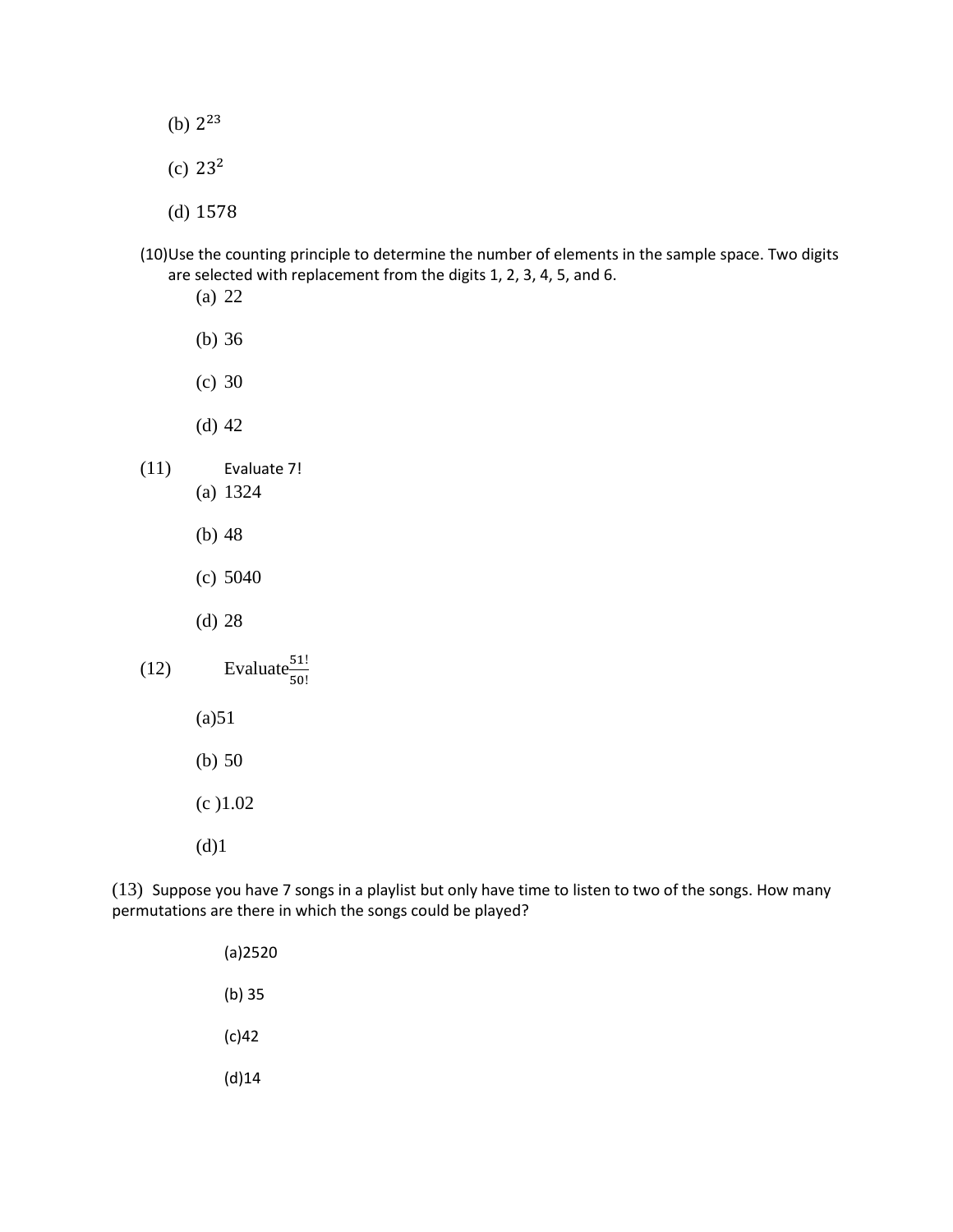(b) $2^{23}$

(c) $23^{2}$

(d) 1578

(10)Use the counting principle to determine the number of elements in the sample space. Two digits are selected with replacement from the digits 1, 2, 3, 4, 5, and 6.

(a) 22

(b) 36

(c) 30

(d) 42

(11) Evaluate 7!

(a) 1324

(b) 48

(c) 5040

(d) 28

(12) Evaluate $\frac{51!}{50!}$

(a)51

(b) 50

(c )1.02

(d)1

(13) Suppose you have 7 songs in a playlist but only have time to listen to two of the songs. How many permutations are there in which the songs could be played?

(a)2520

(b) 35

(c)42

(d)14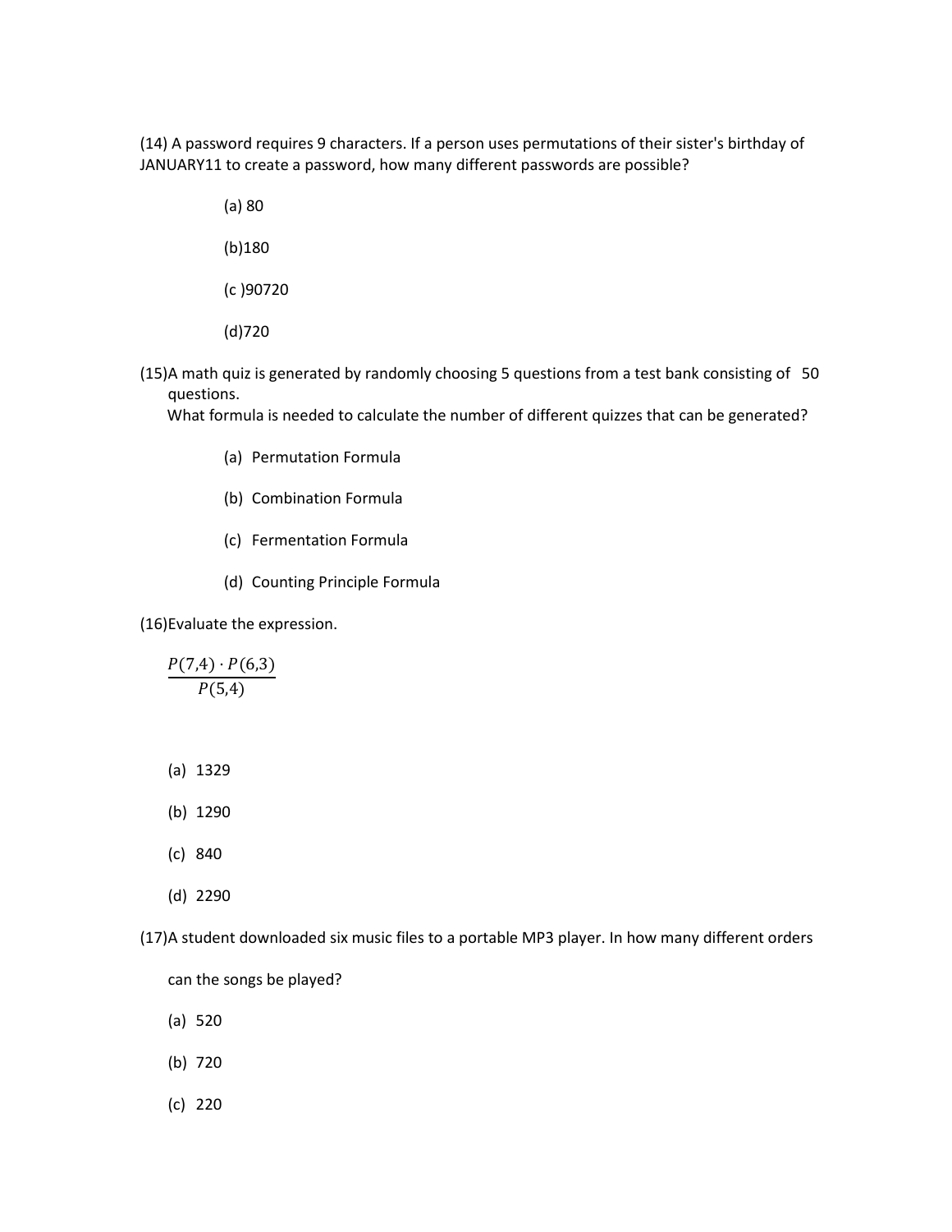(14) A password requires 9 characters. If a person uses permutations of their sister's birthday of JANUARY11 to create a password, how many different passwords are possible?

(a) 80

(b)180

(c )90720

(d)720

(15)A math quiz is generated by randomly choosing 5 questions from a test bank consisting of 50 questions.
What formula is needed to calculate the number of different quizzes that can be generated?

(a) Permutation Formula

(b) Combination Formula

(c) Fermentation Formula

(d) Counting Principle Formula

(16)Evaluate the expression.

$$\frac{P(7,4) \cdot P(6,3)}{P(5,4)}$$

(a) 1329

(b) 1290

(c) 840

(d) 2290

(17)A student downloaded six music files to a portable MP3 player. In how many different orders can the songs be played?

(a) 520

(b) 720

(c) 220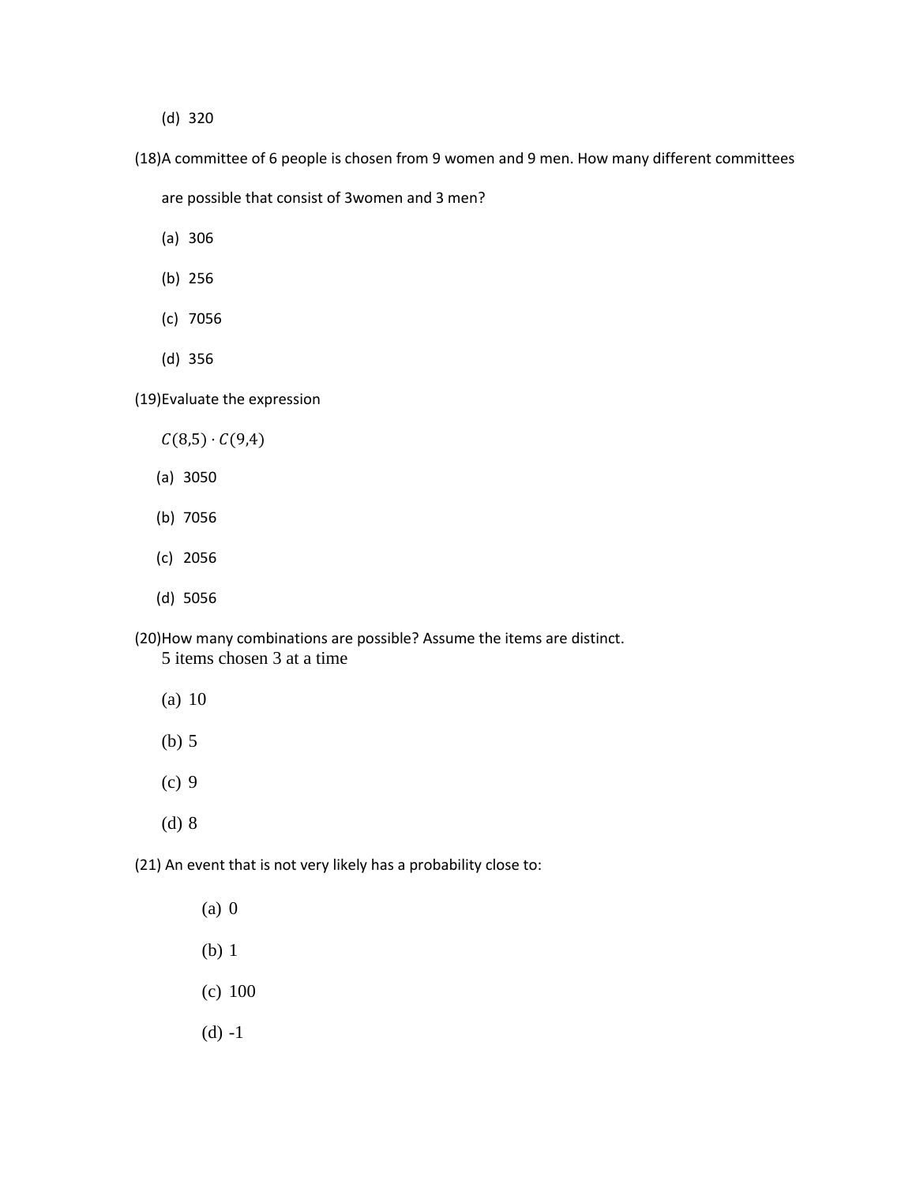(d) 320

(18)A committee of 6 people is chosen from 9 women and 9 men. How many different committees are possible that consist of 3women and 3 men?

(a) 306

(b) 256

(c) 7056

(d) 356

(19)Evaluate the expression

$C(8,5) \cdot C(9,4)$

(a) 3050

(b) 7056

(c) 2056

(d) 5056

(20)How many combinations are possible? Assume the items are distinct.

5 items chosen 3 at a time

(a) 10

(b) 5

(c) 9

(d) 8

(21) An event that is not very likely has a probability close to:

(a) 0

(b) 1

(c) 100

(d) -1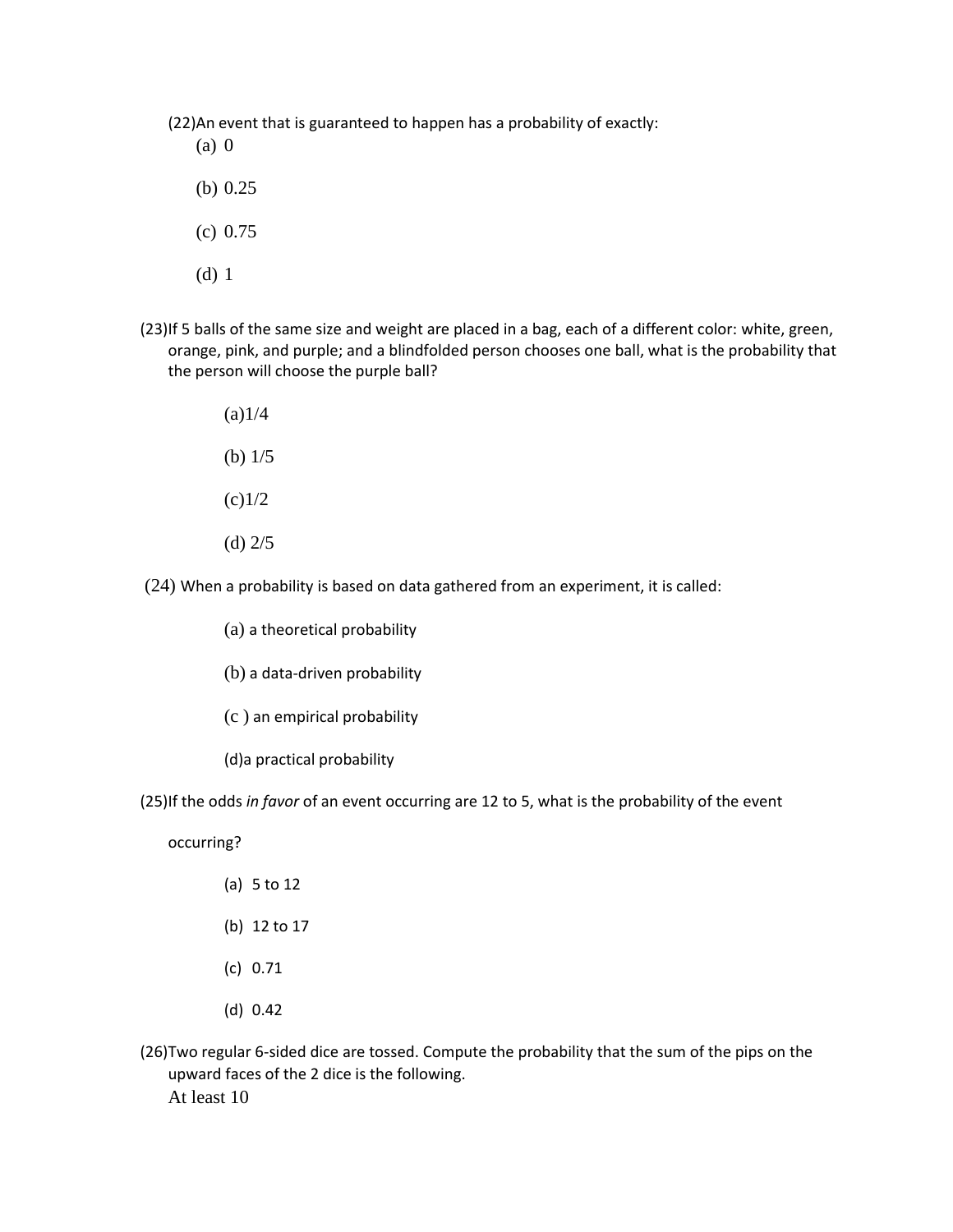(22)An event that is guaranteed to happen has a probability of exactly:

(a) 0

(b) 0.25

(c) 0.75

(d) 1

(23)If 5 balls of the same size and weight are placed in a bag, each of a different color: white, green, orange, pink, and purple; and a blindfolded person chooses one ball, what is the probability that the person will choose the purple ball?

(a)1/4

(b) 1/5

(c)1/2

(d) 2/5

(24) When a probability is based on data gathered from an experiment, it is called:

(a) a theoretical probability

(b) a data-driven probability

(c ) an empirical probability

(d)a practical probability

(25)If the odds *in favor* of an event occurring are 12 to 5, what is the probability of the event occurring?

(a) 5 to 12

(b) 12 to 17

(c) 0.71

(d) 0.42

(26)Two regular 6-sided dice are tossed. Compute the probability that the sum of the pips on the upward faces of the 2 dice is the following.

At least 10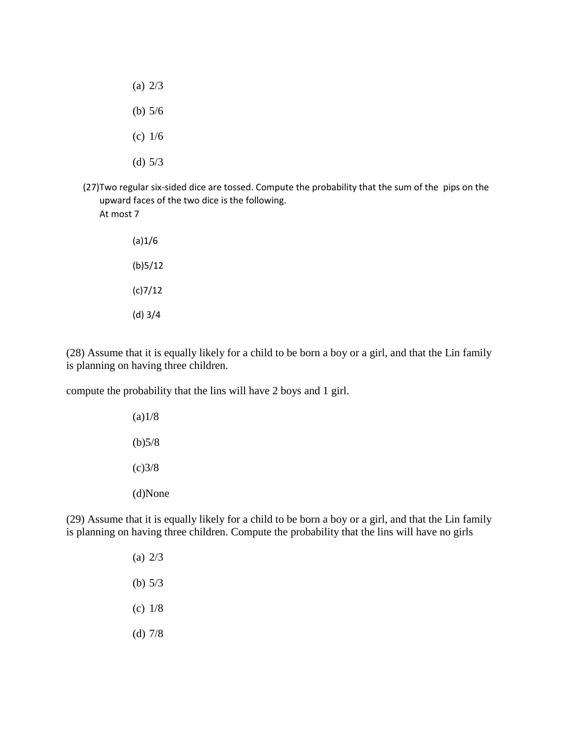(a) 2/3

(b) 5/6

(c) 1/6

(d) 5/3

(27)Two regular six-sided dice are tossed. Compute the probability that the sum of the pips on the upward faces of the two dice is the following.
At most 7

(a)1/6

(b)5/12

(c)7/12

(d) 3/4

(28) Assume that it is equally likely for a child to be born a boy or a girl, and that the Lin family is planning on having three children.

compute the probability that the lins will have 2 boys and 1 girl.

(a)1/8

(b)5/8

(c)3/8

(d)None

(29) Assume that it is equally likely for a child to be born a boy or a girl, and that the Lin family is planning on having three children. Compute the probability that the lins will have no girls

(a) 2/3

(b) 5/3

(c) 1/8

(d) 7/8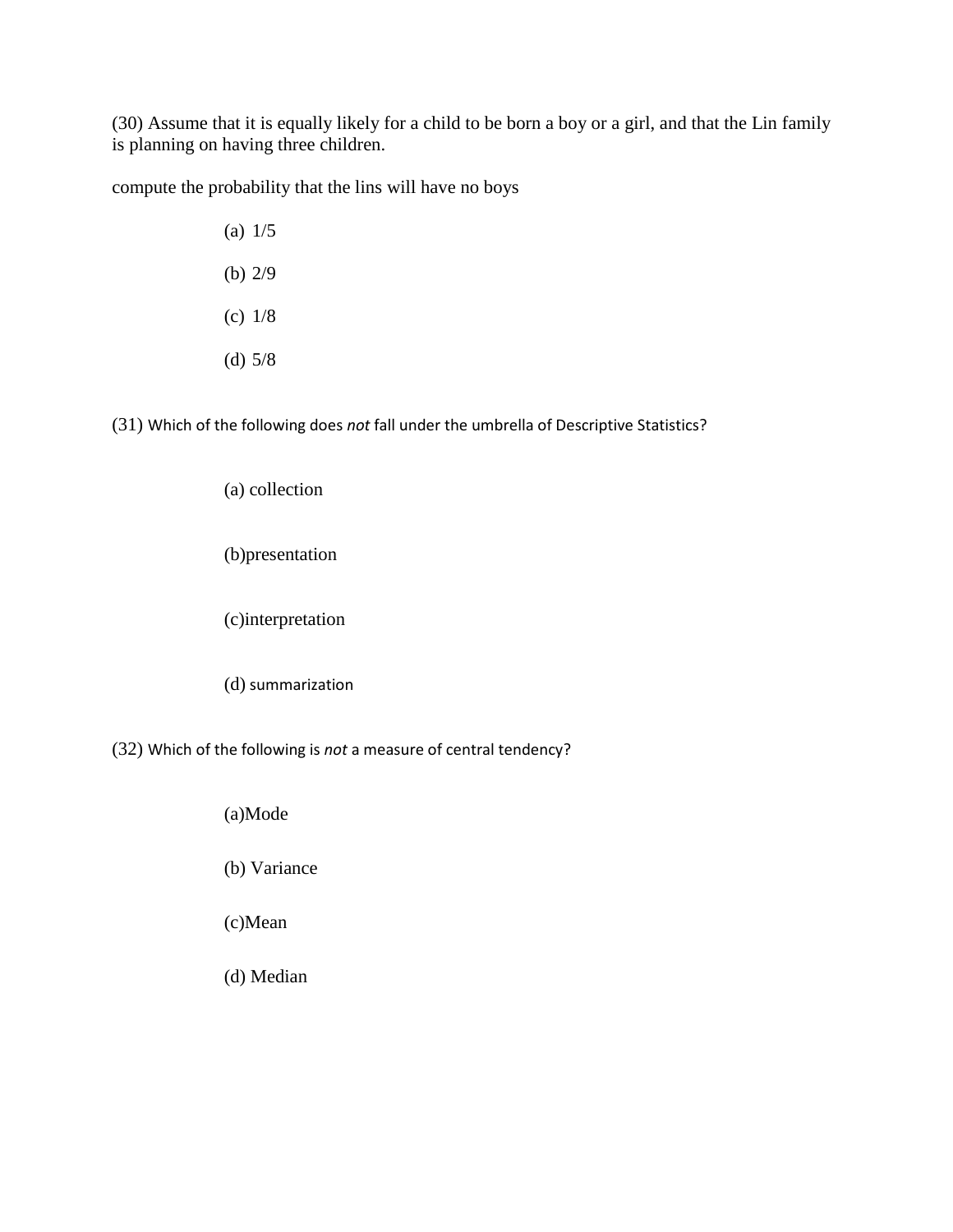(30) Assume that it is equally likely for a child to be born a boy or a girl, and that the Lin family is planning on having three children.

compute the probability that the lins will have no boys

(a) 1/5

(b) 2/9

(c) 1/8

(d) 5/8

(31) Which of the following does *not* fall under the umbrella of Descriptive Statistics?

(a) collection

(b)presentation

(c)interpretation

(d) summarization

(32) Which of the following is *not* a measure of central tendency?

(a)Mode

(b) Variance

(c)Mean

(d) Median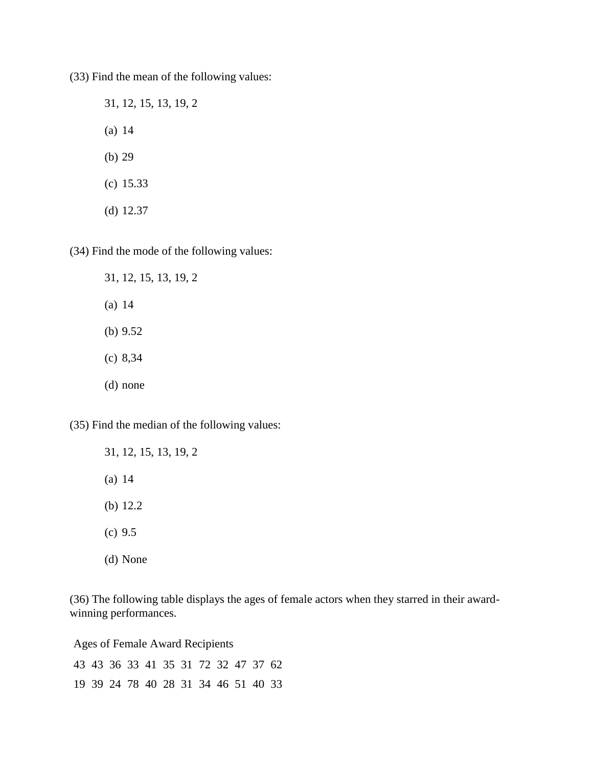(33) Find the mean of the following values:

31, 12, 15, 13, 19, 2

(a) 14

(b) 29

(c) 15.33

(d) 12.37

(34) Find the mode of the following values:

31, 12, 15, 13, 19, 2

(a) 14

(b) 9.52

(c) 8,34

(d) none

(35) Find the median of the following values:

31, 12, 15, 13, 19, 2

(a) 14

(b) 12.2

(c) 9.5

(d) None

(36) The following table displays the ages of female actors when they starred in their award-winning performances.

Ages of Female Award Recipients

| | | | | | | | | | | | |
|---|---|---|---|---|---|---|---|---|---|---|---|
| 43 | 43 | 36 | 33 | 41 | 35 | 31 | 72 | 32 | 47 | 37 | 62 |
| 19 | 39 | 24 | 78 | 40 | 28 | 31 | 34 | 46 | 51 | 40 | 33 |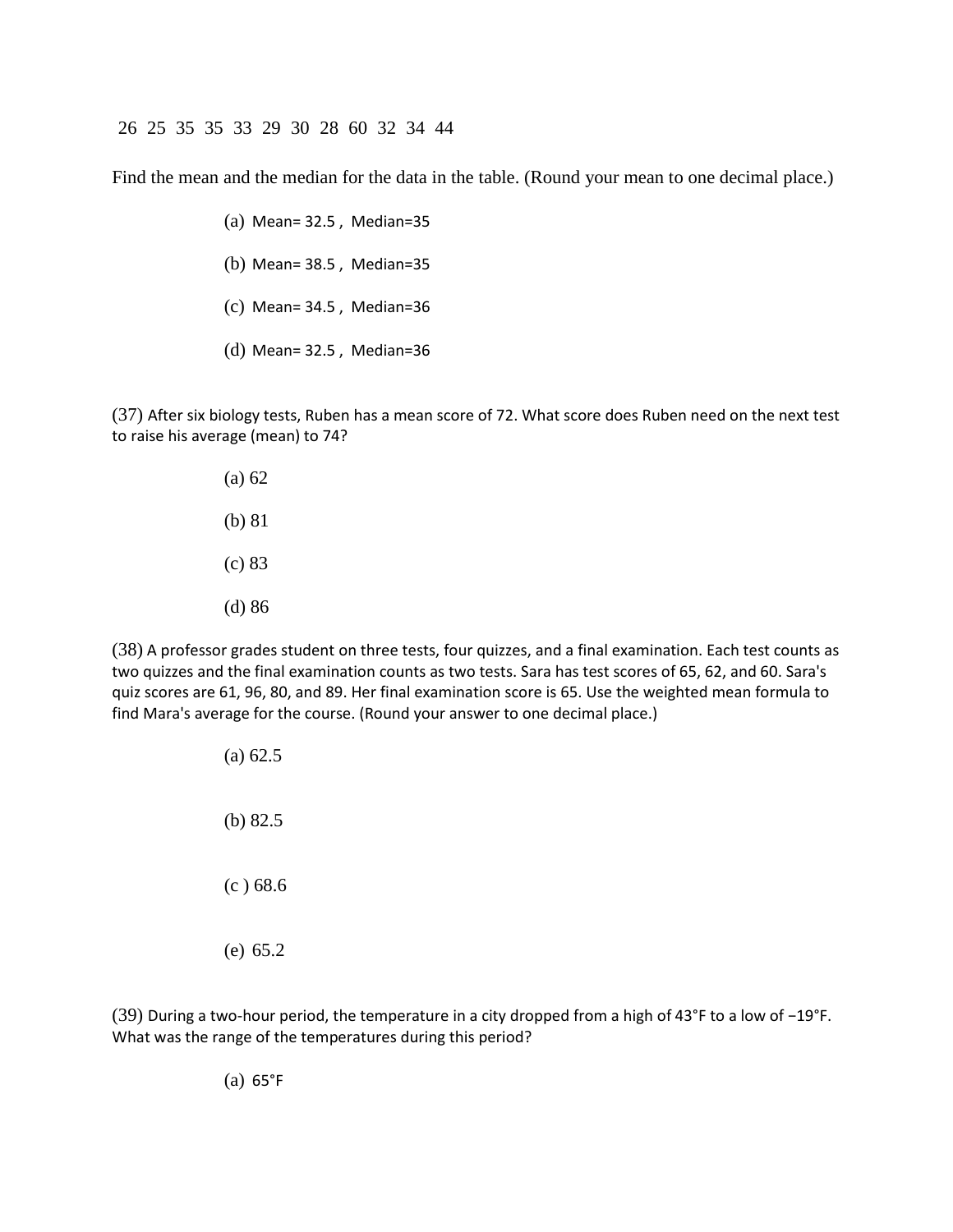26 25 35 35 33 29 30 28 60 32 34 44

Find the mean and the median for the data in the table. (Round your mean to one decimal place.)

(a) Mean= 32.5 , Median=35

(b) Mean= 38.5 , Median=35

(c) Mean= 34.5 , Median=36

(d) Mean= 32.5 , Median=36

(37) After six biology tests, Ruben has a mean score of 72. What score does Ruben need on the next test to raise his average (mean) to 74?

(a) 62

(b) 81

(c) 83

(d) 86

(38) A professor grades student on three tests, four quizzes, and a final examination. Each test counts as two quizzes and the final examination counts as two tests. Sara has test scores of 65, 62, and 60. Sara's quiz scores are 61, 96, 80, and 89. Her final examination score is 65. Use the weighted mean formula to find Mara's average for the course. (Round your answer to one decimal place.)

(a) 62.5

(b) 82.5

(c ) 68.6

(e) 65.2

(39) During a two-hour period, the temperature in a city dropped from a high of 43°F to a low of −19°F. What was the range of the temperatures during this period?

(a) 65°F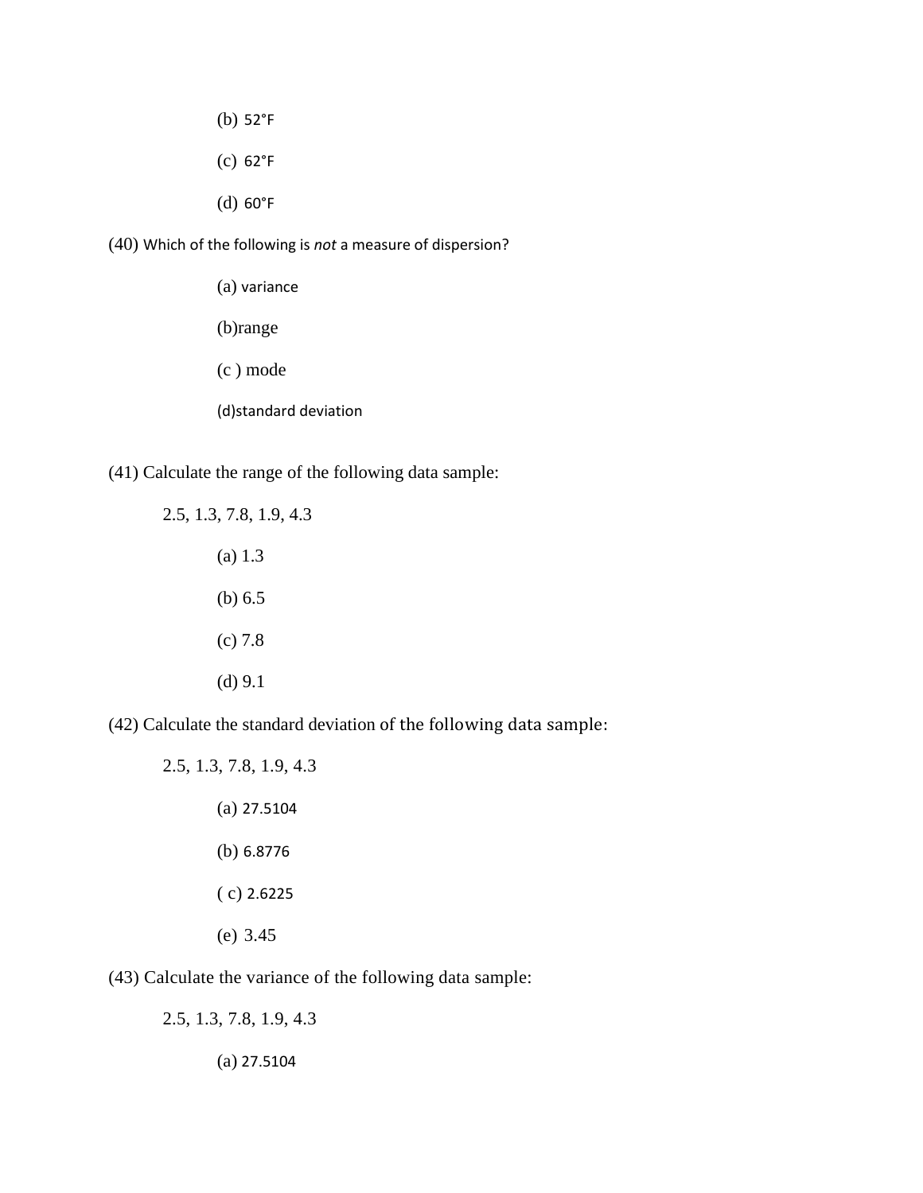(b) 52°F

(c) 62°F

(d) 60°F

(40) Which of the following is *not* a measure of dispersion?

(a) variance

(b)range

(c ) mode

(d)standard deviation

(41) Calculate the range of the following data sample:

2.5, 1.3, 7.8, 1.9, 4.3

(a) 1.3

(b) 6.5

(c) 7.8

(d) 9.1

(42) Calculate the standard deviation of the following data sample:

2.5, 1.3, 7.8, 1.9, 4.3

(a) 27.5104

(b) 6.8776

( c) 2.6225

(e) 3.45

(43) Calculate the variance of the following data sample:

2.5, 1.3, 7.8, 1.9, 4.3

(a) 27.5104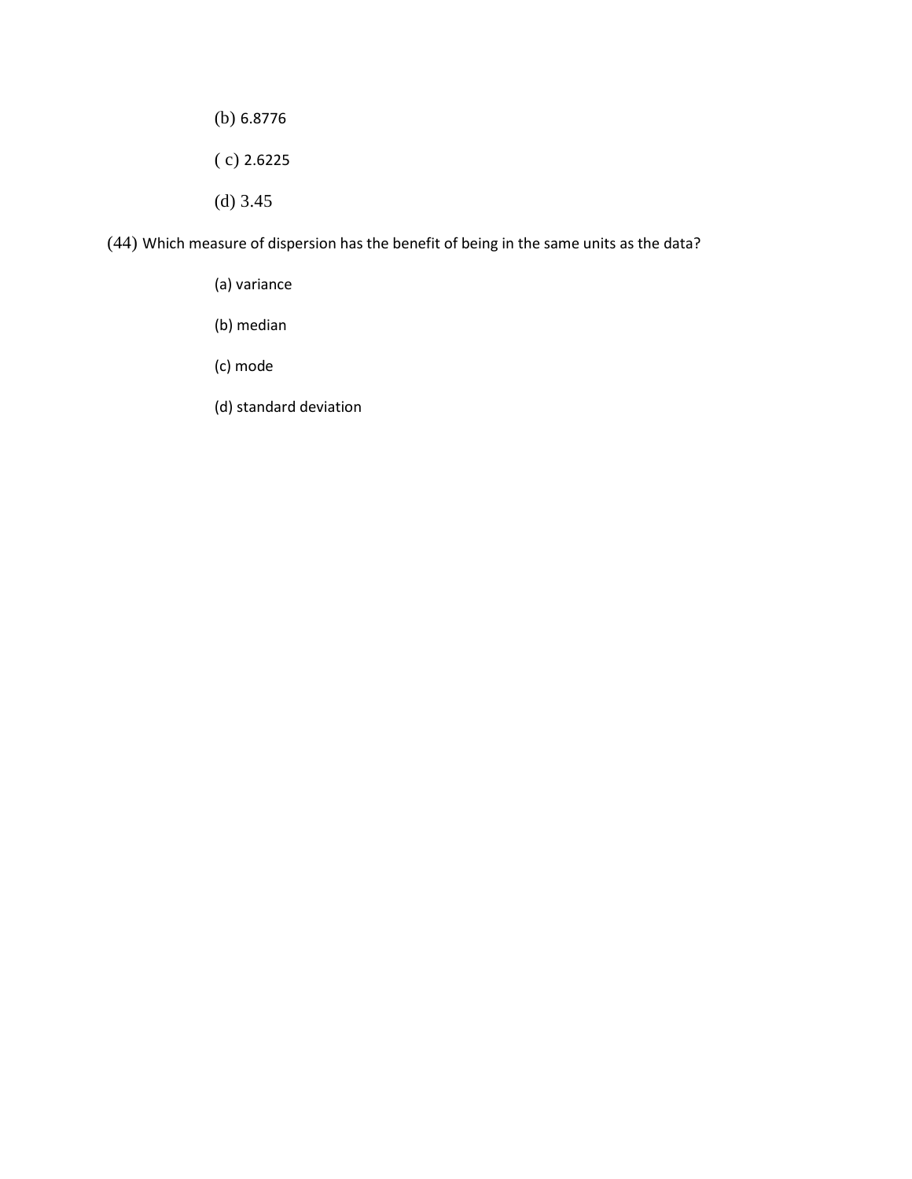(b) 6.8776

( c) 2.6225

(d) 3.45

(44) Which measure of dispersion has the benefit of being in the same units as the data?

(a) variance

(b) median

(c) mode

(d) standard deviation